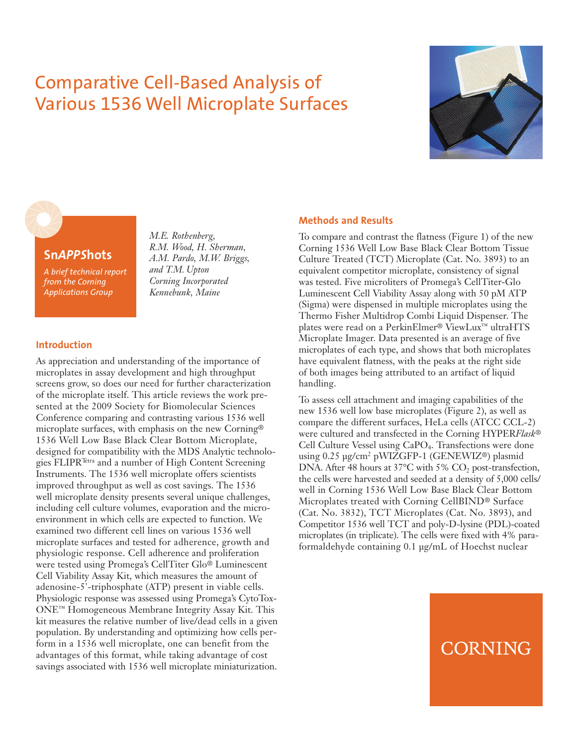# Comparative Cell-Based Analysis of Various 1536 Well Microplate Surfaces

**Sn*APP*Shots**

*A brief technical report from the Corning Applications Group*

*M.E. Rothenberg, R.M. Wood, H. Sherman, A.M. Pardo, M.W. Briggs, and T.M. Upton*
*Corning Incorporated*
*Kennebunk, Maine*

## Introduction

As appreciation and understanding of the importance of microplates in assay development and high throughput screens grow, so does our need for further characterization of the microplate itself. This article reviews the work presented at the 2009 Society for Biomolecular Sciences Conference comparing and contrasting various 1536 well microplate surfaces, with emphasis on the new Corning® 1536 Well Low Base Black Clear Bottom Microplate, designed for compatibility with the MDS Analytic technologies FLIPR$^{Tetra}$ and a number of High Content Screening Instruments. The 1536 well microplate offers scientists improved throughput as well as cost savings. The 1536 well microplate density presents several unique challenges, including cell culture volumes, evaporation and the microenvironment in which cells are expected to function. We examined two different cell lines on various 1536 well microplate surfaces and tested for adherence, growth and physiologic response. Cell adherence and proliferation were tested using Promega's CellTiter Glo® Luminescent Cell Viability Assay Kit, which measures the amount of adenosine-5'-triphosphate (ATP) present in viable cells. Physiologic response was assessed using Promega's CytoTox-ONE™ Homogeneous Membrane Integrity Assay Kit. This kit measures the relative number of live/dead cells in a given population. By understanding and optimizing how cells perform in a 1536 well microplate, one can benefit from the advantages of this format, while taking advantage of cost savings associated with 1536 well microplate miniaturization.

## Methods and Results

To compare and contrast the flatness (Figure 1) of the new Corning 1536 Well Low Base Black Clear Bottom Tissue Culture Treated (TCT) Microplate (Cat. No. 3893) to an equivalent competitor microplate, consistency of signal was tested. Five microliters of Promega's CellTiter-Glo Luminescent Cell Viability Assay along with 50 pM ATP (Sigma) were dispensed in multiple microplates using the Thermo Fisher Multidrop Combi Liquid Dispenser. The plates were read on a PerkinElmer® ViewLux™ ultraHTS Microplate Imager. Data presented is an average of five microplates of each type, and shows that both microplates have equivalent flatness, with the peaks at the right side of both images being attributed to an artifact of liquid handling.

To assess cell attachment and imaging capabilities of the new 1536 well low base microplates (Figure 2), as well as compare the different surfaces, HeLa cells (ATCC CCL-2) were cultured and transfected in the Corning HYPER*Flask*® Cell Culture Vessel using $CaPO_4$. Transfections were done using 0.25 µg/cm$^2$ pWIZGFP-1 (GENEWIZ®) plasmid DNA. After 48 hours at 37°C with 5% $CO_2$ post-transfection, the cells were harvested and seeded at a density of 5,000 cells/well in Corning 1536 Well Low Base Black Clear Bottom Microplates treated with Corning CellBIND® Surface (Cat. No. 3832), TCT Microplates (Cat. No. 3893), and Competitor 1536 well TCT and poly-D-lysine (PDL)-coated microplates (in triplicate). The cells were fixed with 4% paraformaldehyde containing 0.1 µg/mL of Hoechst nuclear

CORNING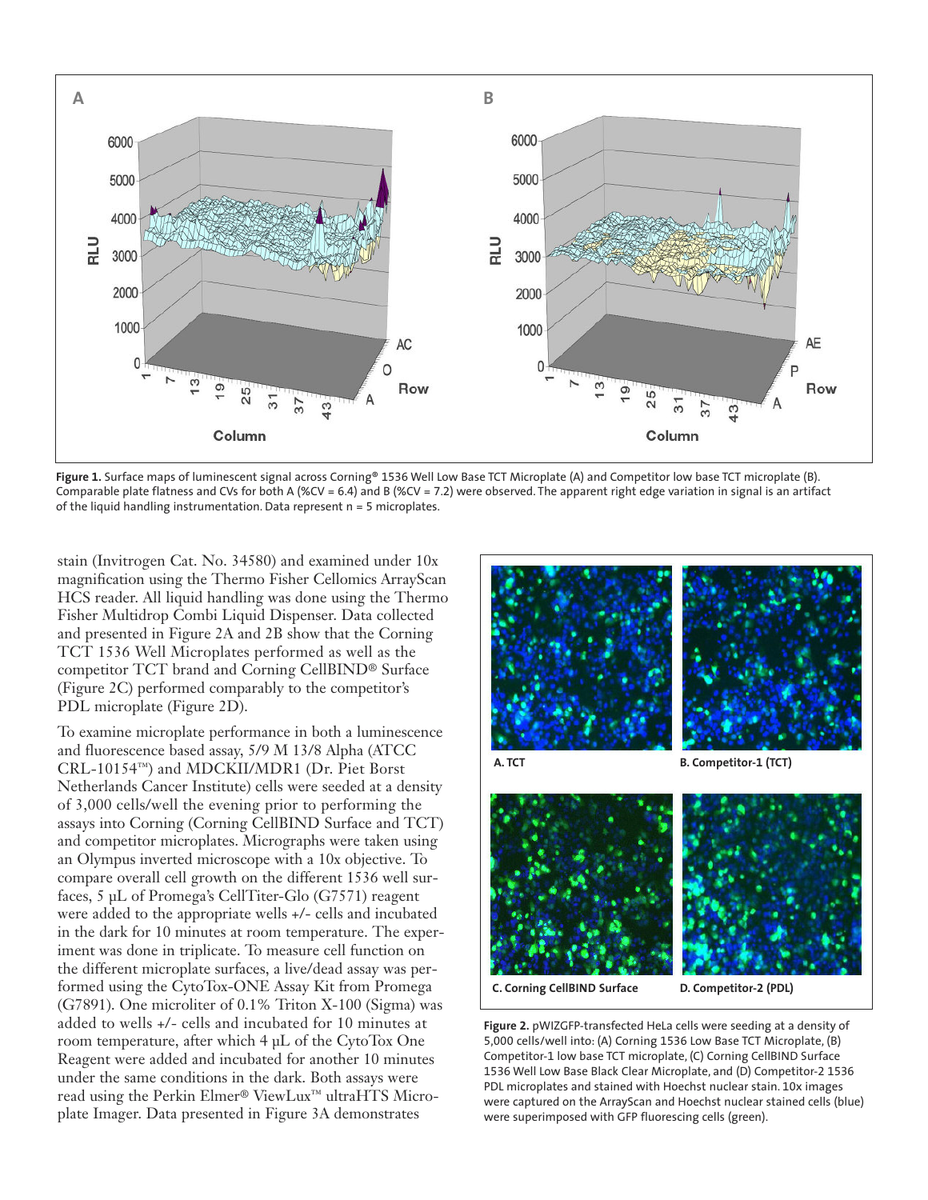Figure 1. Surface maps of luminescent signal across Corning® 1536 Well Low Base TCT Microplate (A) and Competitor low base TCT microplate (B). Comparable plate flatness and CVs for both A (%CV = 6.4) and B (%CV = 7.2) were observed. The apparent right edge variation in signal is an artifact of the liquid handling instrumentation. Data represent n = 5 microplates.

stain (Invitrogen Cat. No. 34580) and examined under 10x magnification using the Thermo Fisher Cellomics ArrayScan HCS reader. All liquid handling was done using the Thermo Fisher Multidrop Combi Liquid Dispenser. Data collected and presented in Figure 2A and 2B show that the Corning TCT 1536 Well Microplates performed as well as the competitor TCT brand and Corning CellBIND® Surface (Figure 2C) performed comparably to the competitor's PDL microplate (Figure 2D).

To examine microplate performance in both a luminescence and fluorescence based assay, 5/9 M 13/8 Alpha (ATCC CRL-10154™) and MDCKII/MDR1 (Dr. Piet Borst Netherlands Cancer Institute) cells were seeded at a density of 3,000 cells/well the evening prior to performing the assays into Corning (Corning CellBIND Surface and TCT) and competitor microplates. Micrographs were taken using an Olympus inverted microscope with a 10x objective. To compare overall cell growth on the different 1536 well surfaces, 5 µL of Promega's CellTiter-Glo (G7571) reagent were added to the appropriate wells +/- cells and incubated in the dark for 10 minutes at room temperature. The experiment was done in triplicate. To measure cell function on the different microplate surfaces, a live/dead assay was performed using the CytoTox-ONE Assay Kit from Promega (G7891). One microliter of 0.1% Triton X-100 (Sigma) was added to wells +/- cells and incubated for 10 minutes at room temperature, after which 4 µL of the CytoTox One Reagent were added and incubated for another 10 minutes under the same conditions in the dark. Both assays were read using the Perkin Elmer® ViewLux™ ultraHTS Microplate Imager. Data presented in Figure 3A demonstrates

A. TCT

B. Competitor-1 (TCT)

C. Corning CellBIND Surface

D. Competitor-2 (PDL)

Figure 2. pWIZGFP-transfected HeLa cells were seeding at a density of 5,000 cells/well into: (A) Corning 1536 Low Base TCT Microplate, (B) Competitor-1 low base TCT microplate, (C) Corning CellBIND Surface 1536 Well Low Base Black Clear Microplate, and (D) Competitor-2 1536 PDL microplates and stained with Hoechst nuclear stain. 10x images were captured on the ArrayScan and Hoechst nuclear stained cells (blue) were superimposed with GFP fluorescing cells (green).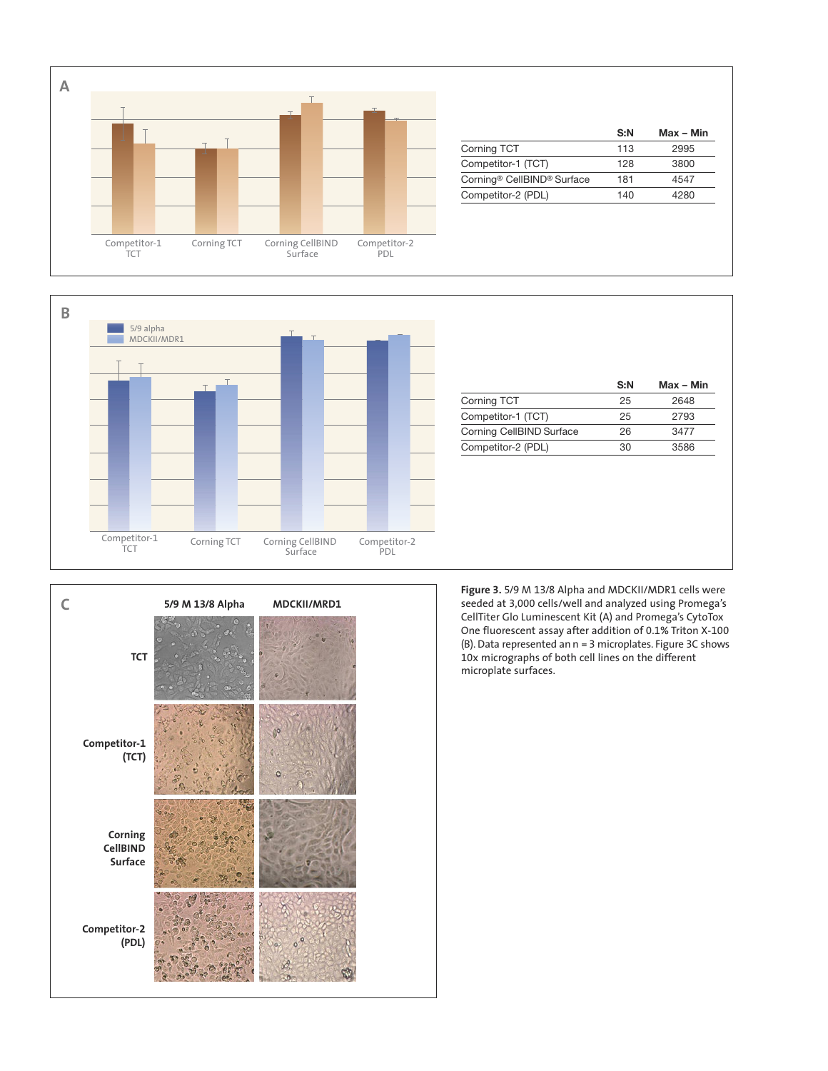**A**

| | S:N | Max – Min |
|---|---|---|
| Corning TCT | 113 | 2995 |
| Competitor-1 (TCT) | 128 | 3800 |
| Corning® CellBIND® Surface | 181 | 4547 |
| Competitor-2 (PDL) | 140 | 4280 |

**B**

| | S:N | Max – Min |
|---|---|---|
| Corning TCT | 25 | 2648 |
| Competitor-1 (TCT) | 25 | 2793 |
| Corning CellBIND Surface | 26 | 3477 |
| Competitor-2 (PDL) | 30 | 3586 |

**C**

**Figure 3.** 5/9 M 13/8 Alpha and MDCKII/MDR1 cells were seeded at 3,000 cells/well and analyzed using Promega's CellTiter Glo Luminescent Kit (A) and Promega's CytoTox One fluorescent assay after addition of 0.1% Triton X-100 (B). Data represented an n = 3 microplates. Figure 3C shows 10x micrographs of both cell lines on the different microplate surfaces.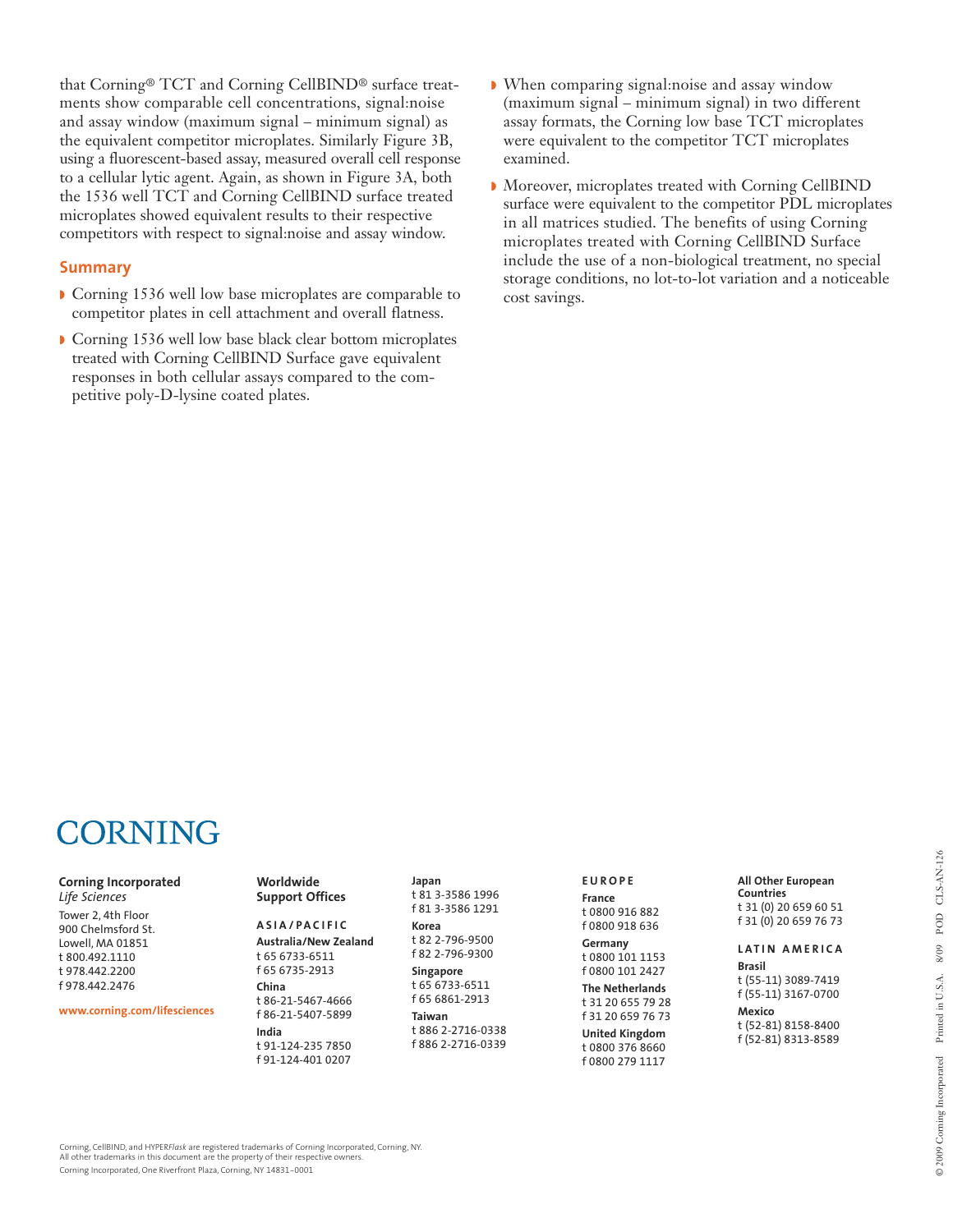that Corning® TCT and Corning CellBIND® surface treatments show comparable cell concentrations, signal:noise and assay window (maximum signal – minimum signal) as the equivalent competitor microplates. Similarly Figure 3B, using a fluorescent-based assay, measured overall cell response to a cellular lytic agent. Again, as shown in Figure 3A, both the 1536 well TCT and Corning CellBIND surface treated microplates showed equivalent results to their respective competitors with respect to signal:noise and assay window.

## Summary

- Corning 1536 well low base microplates are comparable to competitor plates in cell attachment and overall flatness.
- Corning 1536 well low base black clear bottom microplates treated with Corning CellBIND Surface gave equivalent responses in both cellular assays compared to the competitive poly-D-lysine coated plates.
- When comparing signal:noise and assay window (maximum signal – minimum signal) in two different assay formats, the Corning low base TCT microplates were equivalent to the competitor TCT microplates examined.
- Moreover, microplates treated with Corning CellBIND surface were equivalent to the competitor PDL microplates in all matrices studied. The benefits of using Corning microplates treated with Corning CellBIND Surface include the use of a non-biological treatment, no special storage conditions, no lot-to-lot variation and a noticeable cost savings.

CORNING

**Corning Incorporated**
*Life Sciences*
Tower 2, 4th Floor
900 Chelmsford St.
Lowell, MA 01851
t 800.492.1110
t 978.442.2200
f 978.442.2476

www.corning.com/lifesciences

**Worldwide Support Offices**

ASIA / PACIFIC

**Australia/New Zealand**
t 65 6733-6511
f 65 6735-2913

**China**
t 86-21-5467-4666
f 86-21-5407-5899

**India**
t 91-124-235 7850
f 91-124-401 0207

**Japan**
t 81 3-3586 1996
f 81 3-3586 1291

**Korea**
t 82 2-796-9500
f 82 2-796-9300

**Singapore**
t 65 6733-6511
f 65 6861-2913

**Taiwan**
t 886 2-2716-0338
f 886 2-2716-0339

EUROPE

**France**
t 0800 916 882
f 0800 918 636

**Germany**
t 0800 101 1153
f 0800 101 2427

**The Netherlands**
t 31 20 655 79 28
f 31 20 659 76 73

**United Kingdom**
t 0800 376 8660
f 0800 279 1117

**All Other European Countries**
t 31 (0) 20 659 60 51
f 31 (0) 20 659 76 73

LATIN AMERICA

**Brasil**
t (55-11) 3089-7419
f (55-11) 3167-0700

**Mexico**
t (52-81) 8158-8400
f (52-81) 8313-8589

Corning, CellBIND, and HYPER*Flask* are registered trademarks of Corning Incorporated, Corning, NY.
All other trademarks in this document are the property of their respective owners.
Corning Incorporated, One Riverfront Plaza, Corning, NY 14831–0001

© 2009 Corning Incorporated Printed in U.S.A. 8/09 POD CLS-AN-126